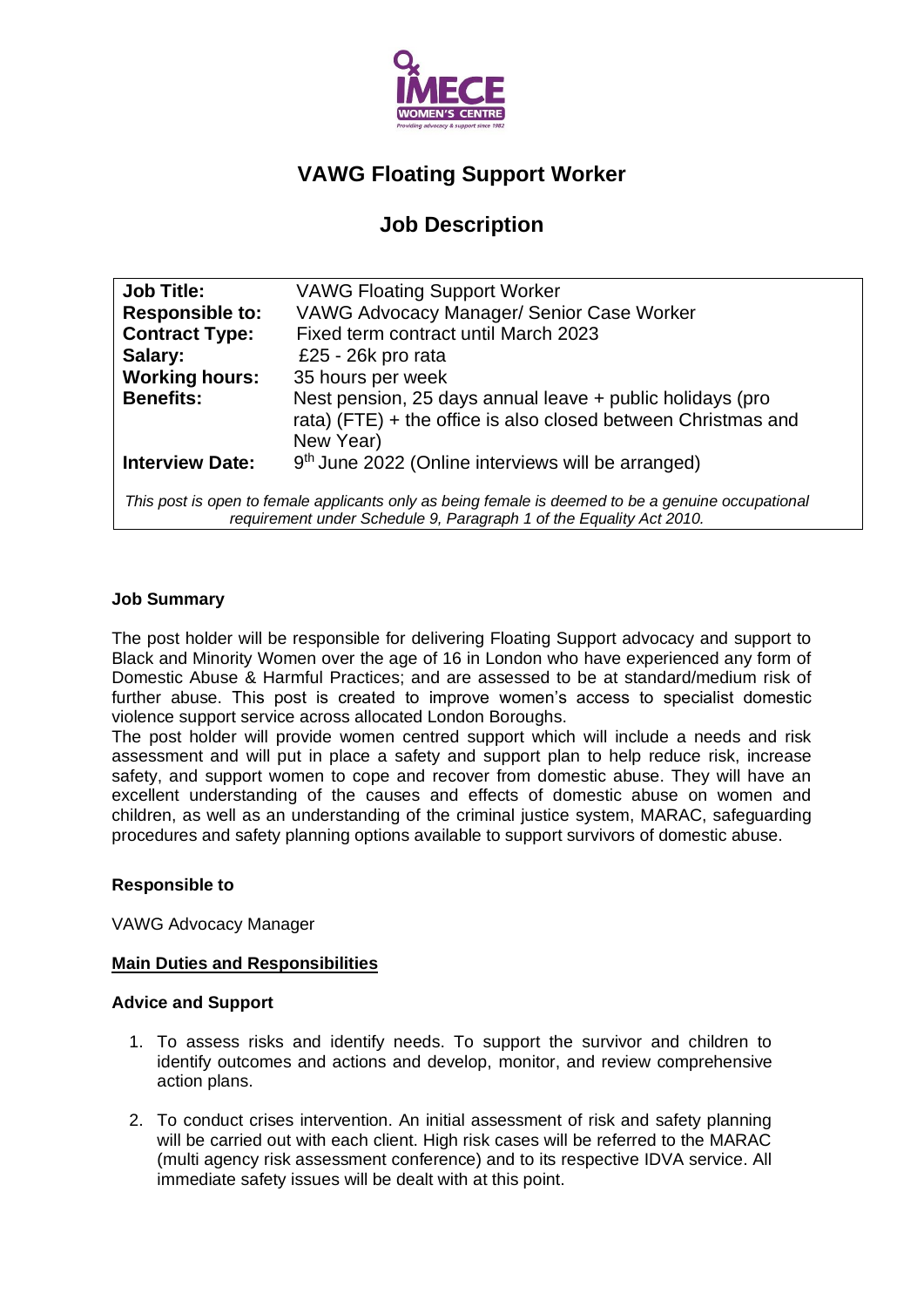# VAWG Floating Support Worker

## Job Description

| | |
|---|---|
| **Job Title:** | VAWG Floating Support Worker |
| **Responsible to:** | VAWG Advocacy Manager/ Senior Case Worker |
| **Contract Type:** | Fixed term contract until March 2023 |
| **Salary:** | £25 - 26k pro rata |
| **Working hours:** | 35 hours per week |
| **Benefits:** | Nest pension, 25 days annual leave + public holidays (pro rata) (FTE) + the office is also closed between Christmas and New Year) |
| **Interview Date:** | 9th June 2022 (Online interviews will be arranged) |

*This post is open to female applicants only as being female is deemed to be a genuine occupational requirement under Schedule 9, Paragraph 1 of the Equality Act 2010.*

**Job Summary**

The post holder will be responsible for delivering Floating Support advocacy and support to Black and Minority Women over the age of 16 in London who have experienced any form of Domestic Abuse & Harmful Practices; and are assessed to be at standard/medium risk of further abuse. This post is created to improve women's access to specialist domestic violence support service across allocated London Boroughs.

The post holder will provide women centred support which will include a needs and risk assessment and will put in place a safety and support plan to help reduce risk, increase safety, and support women to cope and recover from domestic abuse. They will have an excellent understanding of the causes and effects of domestic abuse on women and children, as well as an understanding of the criminal justice system, MARAC, safeguarding procedures and safety planning options available to support survivors of domestic abuse.

**Responsible to**

VAWG Advocacy Manager

**Main Duties and Responsibilities**

**Advice and Support**

1. To assess risks and identify needs. To support the survivor and children to identify outcomes and actions and develop, monitor, and review comprehensive action plans.
2. To conduct crises intervention. An initial assessment of risk and safety planning will be carried out with each client. High risk cases will be referred to the MARAC (multi agency risk assessment conference) and to its respective IDVA service. All immediate safety issues will be dealt with at this point.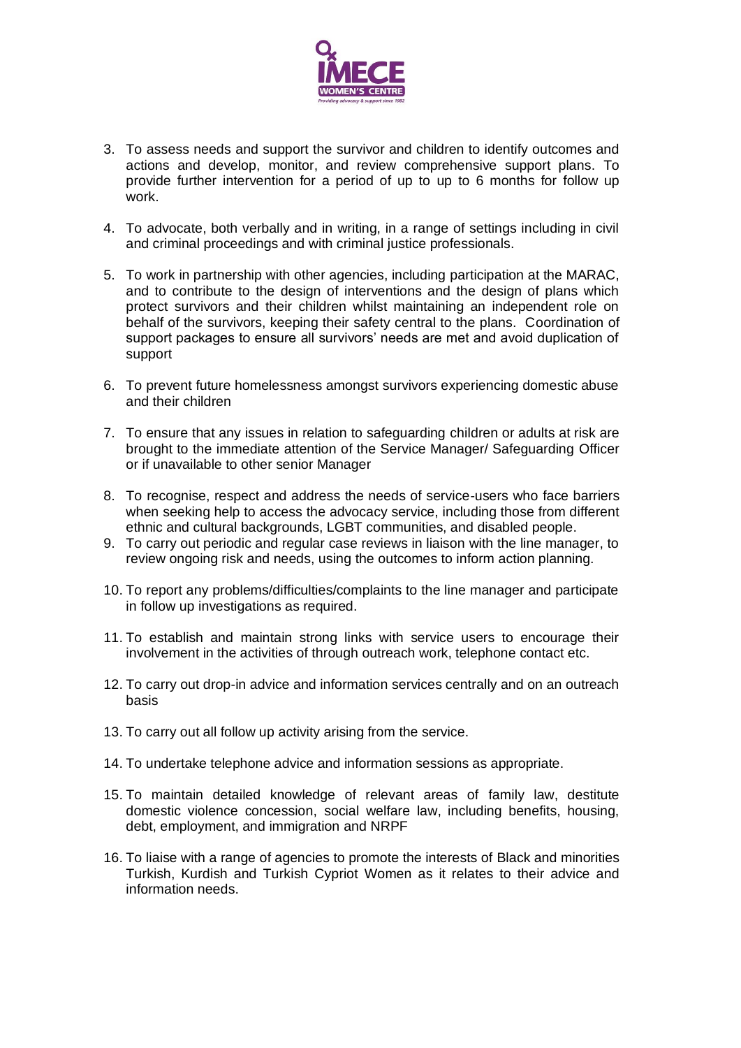3. To assess needs and support the survivor and children to identify outcomes and actions and develop, monitor, and review comprehensive support plans. To provide further intervention for a period of up to up to 6 months for follow up work.

4. To advocate, both verbally and in writing, in a range of settings including in civil and criminal proceedings and with criminal justice professionals.

5. To work in partnership with other agencies, including participation at the MARAC, and to contribute to the design of interventions and the design of plans which protect survivors and their children whilst maintaining an independent role on behalf of the survivors, keeping their safety central to the plans. Coordination of support packages to ensure all survivors' needs are met and avoid duplication of support

6. To prevent future homelessness amongst survivors experiencing domestic abuse and their children

7. To ensure that any issues in relation to safeguarding children or adults at risk are brought to the immediate attention of the Service Manager/ Safeguarding Officer or if unavailable to other senior Manager

8. To recognise, respect and address the needs of service-users who face barriers when seeking help to access the advocacy service, including those from different ethnic and cultural backgrounds, LGBT communities, and disabled people.

9. To carry out periodic and regular case reviews in liaison with the line manager, to review ongoing risk and needs, using the outcomes to inform action planning.

10. To report any problems/difficulties/complaints to the line manager and participate in follow up investigations as required.

11. To establish and maintain strong links with service users to encourage their involvement in the activities of through outreach work, telephone contact etc.

12. To carry out drop-in advice and information services centrally and on an outreach basis

13. To carry out all follow up activity arising from the service.

14. To undertake telephone advice and information sessions as appropriate.

15. To maintain detailed knowledge of relevant areas of family law, destitute domestic violence concession, social welfare law, including benefits, housing, debt, employment, and immigration and NRPF

16. To liaise with a range of agencies to promote the interests of Black and minorities Turkish, Kurdish and Turkish Cypriot Women as it relates to their advice and information needs.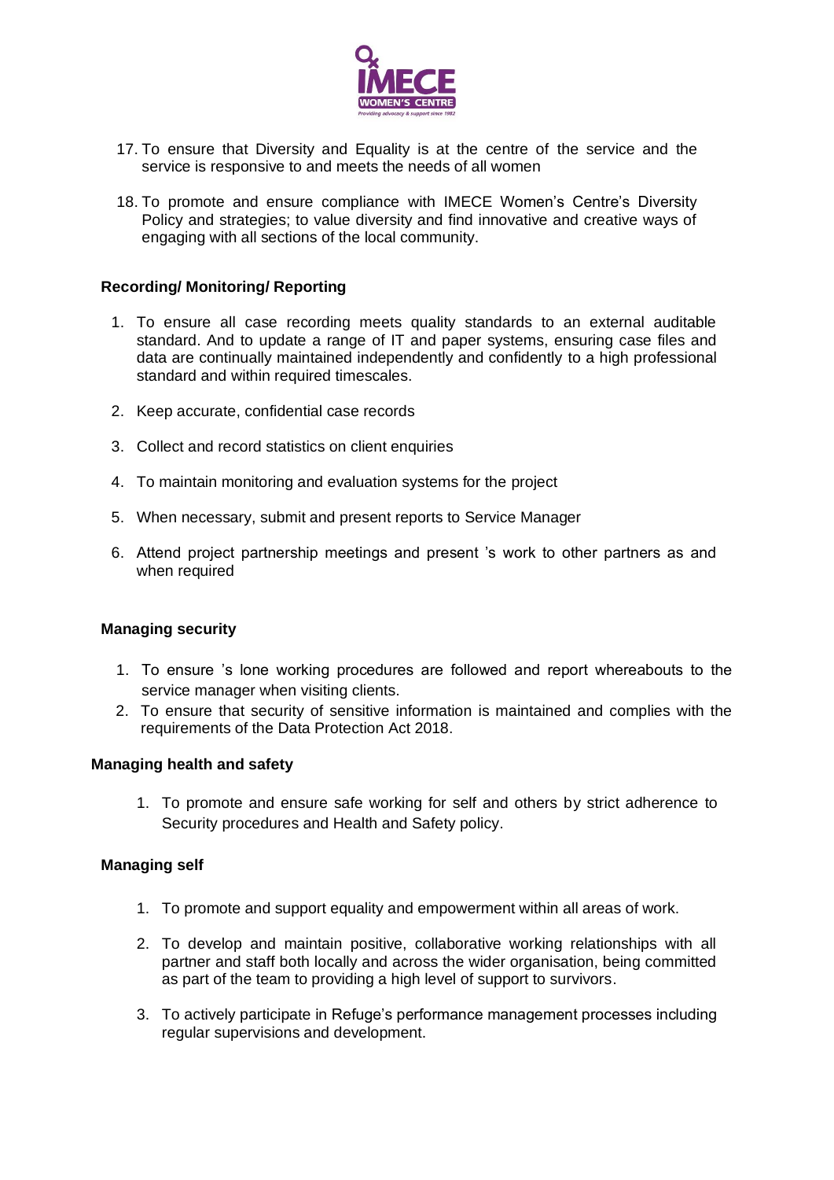17. To ensure that Diversity and Equality is at the centre of the service and the service is responsive to and meets the needs of all women

18. To promote and ensure compliance with IMECE Women's Centre's Diversity Policy and strategies; to value diversity and find innovative and creative ways of engaging with all sections of the local community.

**Recording/ Monitoring/ Reporting**

1. To ensure all case recording meets quality standards to an external auditable standard. And to update a range of IT and paper systems, ensuring case files and data are continually maintained independently and confidently to a high professional standard and within required timescales.

2. Keep accurate, confidential case records

3. Collect and record statistics on client enquiries

4. To maintain monitoring and evaluation systems for the project

5. When necessary, submit and present reports to Service Manager

6. Attend project partnership meetings and present 's work to other partners as and when required

**Managing security**

1. To ensure 's lone working procedures are followed and report whereabouts to the service manager when visiting clients.
2. To ensure that security of sensitive information is maintained and complies with the requirements of the Data Protection Act 2018.

**Managing health and safety**

1. To promote and ensure safe working for self and others by strict adherence to Security procedures and Health and Safety policy.

**Managing self**

1. To promote and support equality and empowerment within all areas of work.

2. To develop and maintain positive, collaborative working relationships with all partner and staff both locally and across the wider organisation, being committed as part of the team to providing a high level of support to survivors.

3. To actively participate in Refuge's performance management processes including regular supervisions and development.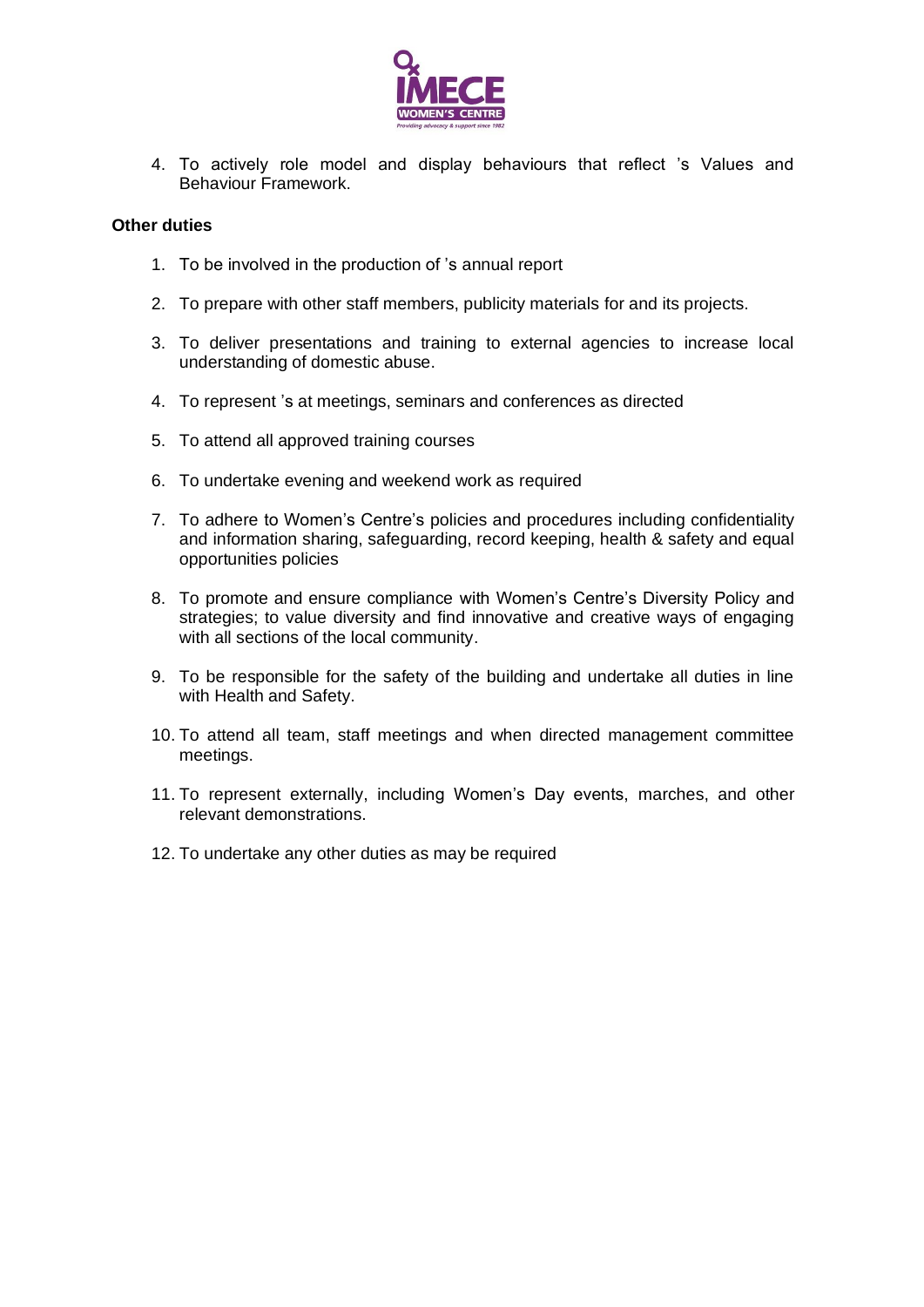4. To actively role model and display behaviours that reflect 's Values and Behaviour Framework.

**Other duties**

1. To be involved in the production of 's annual report
2. To prepare with other staff members, publicity materials for and its projects.
3. To deliver presentations and training to external agencies to increase local understanding of domestic abuse.
4. To represent 's at meetings, seminars and conferences as directed
5. To attend all approved training courses
6. To undertake evening and weekend work as required
7. To adhere to Women's Centre's policies and procedures including confidentiality and information sharing, safeguarding, record keeping, health & safety and equal opportunities policies
8. To promote and ensure compliance with Women's Centre's Diversity Policy and strategies; to value diversity and find innovative and creative ways of engaging with all sections of the local community.
9. To be responsible for the safety of the building and undertake all duties in line with Health and Safety.
10. To attend all team, staff meetings and when directed management committee meetings.
11. To represent externally, including Women's Day events, marches, and other relevant demonstrations.
12. To undertake any other duties as may be required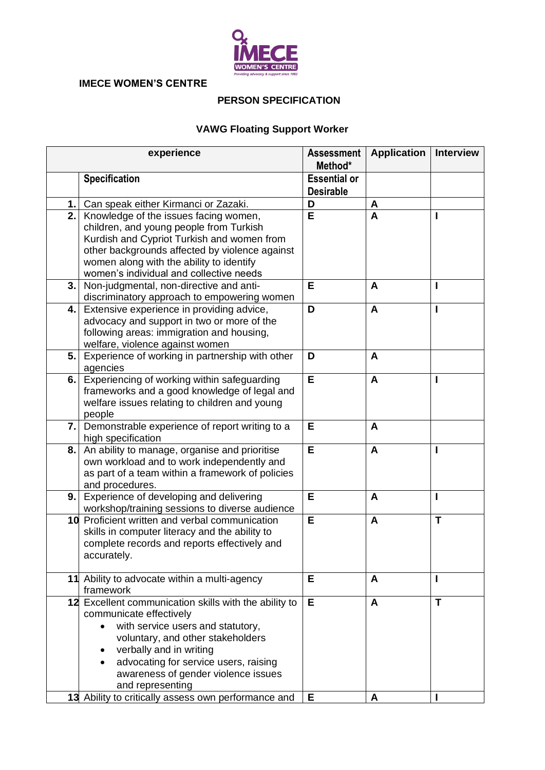**IMECE WOMEN'S CENTRE**

## PERSON SPECIFICATION

### VAWG Floating Support Worker

| experience | | Assessment Method* | Application | Interview |
|---|---|---|---|---|
| | **Specification** | **Essential or Desirable** | | |
| **1.** | Can speak either Kirmanci or Zazaki. | D | A | |
| **2.** | Knowledge of the issues facing women, children, and young people from Turkish Kurdish and Cypriot Turkish and women from other backgrounds affected by violence against women along with the ability to identify women's individual and collective needs | E | A | I |
| **3.** | Non-judgmental, non-directive and anti-discriminatory approach to empowering women | E | A | I |
| **4.** | Extensive experience in providing advice, advocacy and support in two or more of the following areas: immigration and housing, welfare, violence against women | D | A | I |
| **5.** | Experience of working in partnership with other agencies | D | A | |
| **6.** | Experiencing of working within safeguarding frameworks and a good knowledge of legal and welfare issues relating to children and young people | E | A | I |
| **7.** | Demonstrable experience of report writing to a high specification | E | A | |
| **8.** | An ability to manage, organise and prioritise own workload and to work independently and as part of a team within a framework of policies and procedures. | E | A | I |
| **9.** | Experience of developing and delivering workshop/training sessions to diverse audience | E | A | I |
| **10** | Proficient written and verbal communication skills in computer literacy and the ability to complete records and reports effectively and accurately. | E | A | T |
| **11** | Ability to advocate within a multi-agency framework | E | A | I |
| **12** | Excellent communication skills with the ability to communicate effectively<br>• with service users and statutory, voluntary, and other stakeholders<br>• verbally and in writing<br>• advocating for service users, raising awareness of gender violence issues and representing | E | A | T |
| **13** | Ability to critically assess own performance and | E | A | I |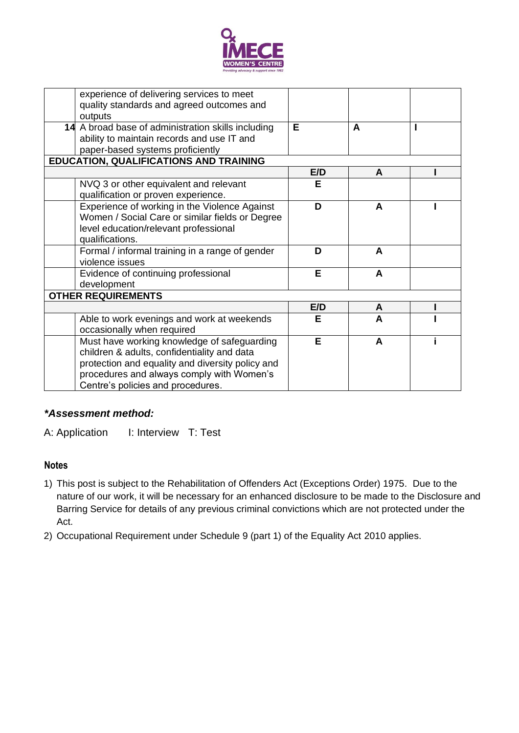| | | | | |
|---|---|---|---|---|
| | experience of delivering services to meet quality standards and agreed outcomes and outputs | | | |
| 14 | A broad base of administration skills including ability to maintain records and use IT and paper-based systems proficiently | E | A | I |
| **EDUCATION, QUALIFICATIONS AND TRAINING** | | | | |
| | | **E/D** | **A** | **I** |
| | NVQ 3 or other equivalent and relevant qualification or proven experience. | **E** | | |
| | Experience of working in the Violence Against Women / Social Care or similar fields or Degree level education/relevant professional qualifications. | **D** | **A** | **I** |
| | Formal / informal training in a range of gender violence issues | **D** | **A** | |
| | Evidence of continuing professional development | **E** | **A** | |
| **OTHER REQUIREMENTS** | | | | |
| | | **E/D** | **A** | **I** |
| | Able to work evenings and work at weekends occasionally when required | **E** | **A** | **I** |
| | Must have working knowledge of safeguarding children & adults, confidentiality and data protection and equality and diversity policy and procedures and always comply with Women's Centre's policies and procedures. | **E** | **A** | **i** |

***Assessment method:***

A: Application I: Interview T: Test

**Notes**

1) This post is subject to the Rehabilitation of Offenders Act (Exceptions Order) 1975. Due to the nature of our work, it will be necessary for an enhanced disclosure to be made to the Disclosure and Barring Service for details of any previous criminal convictions which are not protected under the Act.
2) Occupational Requirement under Schedule 9 (part 1) of the Equality Act 2010 applies.